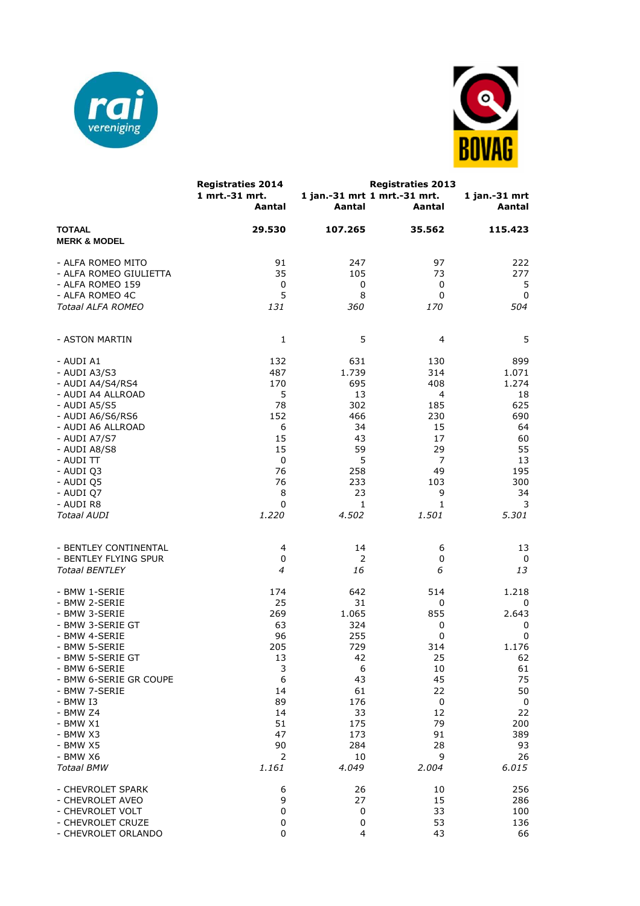| | Registraties 2014 | | Registraties 2013 | |
|---|---|---|---|---|
| | 1 mrt.-31 mrt. | 1 jan.-31 mrt | 1 mrt.-31 mrt. | 1 jan.-31 mrt |
| | **Aantal** | **Aantal** | **Aantal** | **Aantal** |
| **TOTAAL** | **29.530** | **107.265** | **35.562** | **115.423** |
| **MERK & MODEL** | | | | |
| - ALFA ROMEO MITO | 91 | 247 | 97 | 222 |
| - ALFA ROMEO GIULIETTA | 35 | 105 | 73 | 277 |
| - ALFA ROMEO 159 | 0 | 0 | 0 | 5 |
| - ALFA ROMEO 4C | 5 | 8 | 0 | 0 |
| *Totaal ALFA ROMEO* | *131* | *360* | *170* | *504* |
| - ASTON MARTIN | 1 | 5 | 4 | 5 |
| - AUDI A1 | 132 | 631 | 130 | 899 |
| - AUDI A3/S3 | 487 | 1.739 | 314 | 1.071 |
| - AUDI A4/S4/RS4 | 170 | 695 | 408 | 1.274 |
| - AUDI A4 ALLROAD | 5 | 13 | 4 | 18 |
| - AUDI A5/S5 | 78 | 302 | 185 | 625 |
| - AUDI A6/S6/RS6 | 152 | 466 | 230 | 690 |
| - AUDI A6 ALLROAD | 6 | 34 | 15 | 64 |
| - AUDI A7/S7 | 15 | 43 | 17 | 60 |
| - AUDI A8/S8 | 15 | 59 | 29 | 55 |
| - AUDI TT | 0 | 5 | 7 | 13 |
| - AUDI Q3 | 76 | 258 | 49 | 195 |
| - AUDI Q5 | 76 | 233 | 103 | 300 |
| - AUDI Q7 | 8 | 23 | 9 | 34 |
| - AUDI R8 | 0 | 1 | 1 | 3 |
| *Totaal AUDI* | *1.220* | *4.502* | *1.501* | *5.301* |
| - BENTLEY CONTINENTAL | 4 | 14 | 6 | 13 |
| - BENTLEY FLYING SPUR | 0 | 2 | 0 | 0 |
| *Totaal BENTLEY* | *4* | *16* | *6* | *13* |
| - BMW 1-SERIE | 174 | 642 | 514 | 1.218 |
| - BMW 2-SERIE | 25 | 31 | 0 | 0 |
| - BMW 3-SERIE | 269 | 1.065 | 855 | 2.643 |
| - BMW 3-SERIE GT | 63 | 324 | 0 | 0 |
| - BMW 4-SERIE | 96 | 255 | 0 | 0 |
| - BMW 5-SERIE | 205 | 729 | 314 | 1.176 |
| - BMW 5-SERIE GT | 13 | 42 | 25 | 62 |
| - BMW 6-SERIE | 3 | 6 | 10 | 61 |
| - BMW 6-SERIE GR COUPE | 6 | 43 | 45 | 75 |
| - BMW 7-SERIE | 14 | 61 | 22 | 50 |
| - BMW I3 | 89 | 176 | 0 | 0 |
| - BMW Z4 | 14 | 33 | 12 | 22 |
| - BMW X1 | 51 | 175 | 79 | 200 |
| - BMW X3 | 47 | 173 | 91 | 389 |
| - BMW X5 | 90 | 284 | 28 | 93 |
| - BMW X6 | 2 | 10 | 9 | 26 |
| *Totaal BMW* | *1.161* | *4.049* | *2.004* | *6.015* |
| - CHEVROLET SPARK | 6 | 26 | 10 | 256 |
| - CHEVROLET AVEO | 9 | 27 | 15 | 286 |
| - CHEVROLET VOLT | 0 | 0 | 33 | 100 |
| - CHEVROLET CRUZE | 0 | 0 | 53 | 136 |
| - CHEVROLET ORLANDO | 0 | 4 | 43 | 66 |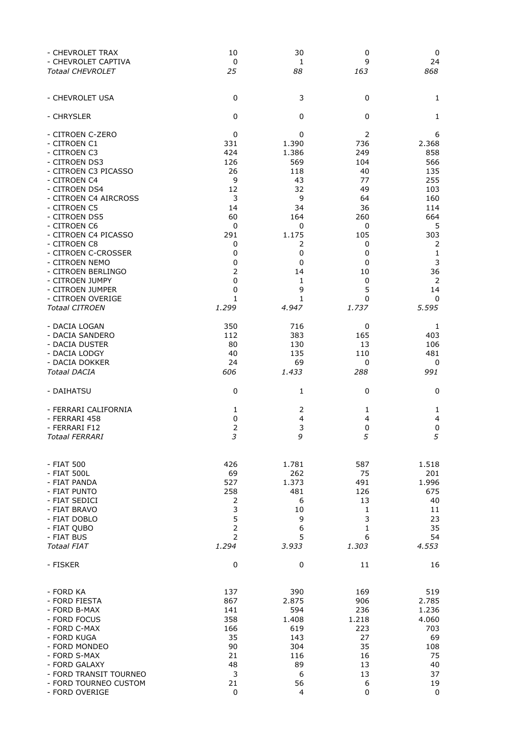| | | | | |
|---|---|---|---|---|
| - CHEVROLET TRAX | 10 | 30 | 0 | 0 |
| - CHEVROLET CAPTIVA | 0 | 1 | 9 | 24 |
| *Totaal CHEVROLET* | *25* | *88* | *163* | *868* |
| | | | | |
| - CHEVROLET USA | 0 | 3 | 0 | 1 |
| | | | | |
| - CHRYSLER | 0 | 0 | 0 | 1 |
| | | | | |
| - CITROEN C-ZERO | 0 | 0 | 2 | 6 |
| - CITROEN C1 | 331 | 1.390 | 736 | 2.368 |
| - CITROEN C3 | 424 | 1.386 | 249 | 858 |
| - CITROEN DS3 | 126 | 569 | 104 | 566 |
| - CITROEN C3 PICASSO | 26 | 118 | 40 | 135 |
| - CITROEN C4 | 9 | 43 | 77 | 255 |
| - CITROEN DS4 | 12 | 32 | 49 | 103 |
| - CITROEN C4 AIRCROSS | 3 | 9 | 64 | 160 |
| - CITROEN C5 | 14 | 34 | 36 | 114 |
| - CITROEN DS5 | 60 | 164 | 260 | 664 |
| - CITROEN C6 | 0 | 0 | 0 | 5 |
| - CITROEN C4 PICASSO | 291 | 1.175 | 105 | 303 |
| - CITROEN C8 | 0 | 2 | 0 | 2 |
| - CITROEN C-CROSSER | 0 | 0 | 0 | 1 |
| - CITROEN NEMO | 0 | 0 | 0 | 3 |
| - CITROEN BERLINGO | 2 | 14 | 10 | 36 |
| - CITROEN JUMPY | 0 | 1 | 0 | 2 |
| - CITROEN JUMPER | 0 | 9 | 5 | 14 |
| - CITROEN OVERIGE | 1 | 1 | 0 | 0 |
| *Totaal CITROEN* | *1.299* | *4.947* | *1.737* | *5.595* |
| | | | | |
| - DACIA LOGAN | 350 | 716 | 0 | 1 |
| - DACIA SANDERO | 112 | 383 | 165 | 403 |
| - DACIA DUSTER | 80 | 130 | 13 | 106 |
| - DACIA LODGY | 40 | 135 | 110 | 481 |
| - DACIA DOKKER | 24 | 69 | 0 | 0 |
| *Totaal DACIA* | *606* | *1.433* | *288* | *991* |
| | | | | |
| - DAIHATSU | 0 | 1 | 0 | 0 |
| | | | | |
| - FERRARI CALIFORNIA | 1 | 2 | 1 | 1 |
| - FERRARI 458 | 0 | 4 | 4 | 4 |
| - FERRARI F12 | 2 | 3 | 0 | 0 |
| *Totaal FERRARI* | *3* | *9* | *5* | *5* |
| | | | | |
| - FIAT 500 | 426 | 1.781 | 587 | 1.518 |
| - FIAT 500L | 69 | 262 | 75 | 201 |
| - FIAT PANDA | 527 | 1.373 | 491 | 1.996 |
| - FIAT PUNTO | 258 | 481 | 126 | 675 |
| - FIAT SEDICI | 2 | 6 | 13 | 40 |
| - FIAT BRAVO | 3 | 10 | 1 | 11 |
| - FIAT DOBLO | 5 | 9 | 3 | 23 |
| - FIAT QUBO | 2 | 6 | 1 | 35 |
| - FIAT BUS | 2 | 5 | 6 | 54 |
| *Totaal FIAT* | *1.294* | *3.933* | *1.303* | *4.553* |
| | | | | |
| - FISKER | 0 | 0 | 11 | 16 |
| | | | | |
| - FORD KA | 137 | 390 | 169 | 519 |
| - FORD FIESTA | 867 | 2.875 | 906 | 2.785 |
| - FORD B-MAX | 141 | 594 | 236 | 1.236 |
| - FORD FOCUS | 358 | 1.408 | 1.218 | 4.060 |
| - FORD C-MAX | 166 | 619 | 223 | 703 |
| - FORD KUGA | 35 | 143 | 27 | 69 |
| - FORD MONDEO | 90 | 304 | 35 | 108 |
| - FORD S-MAX | 21 | 116 | 16 | 75 |
| - FORD GALAXY | 48 | 89 | 13 | 40 |
| - FORD TRANSIT TOURNEO | 3 | 6 | 13 | 37 |
| - FORD TOURNEO CUSTOM | 21 | 56 | 6 | 19 |
| - FORD OVERIGE | 0 | 4 | 0 | 0 |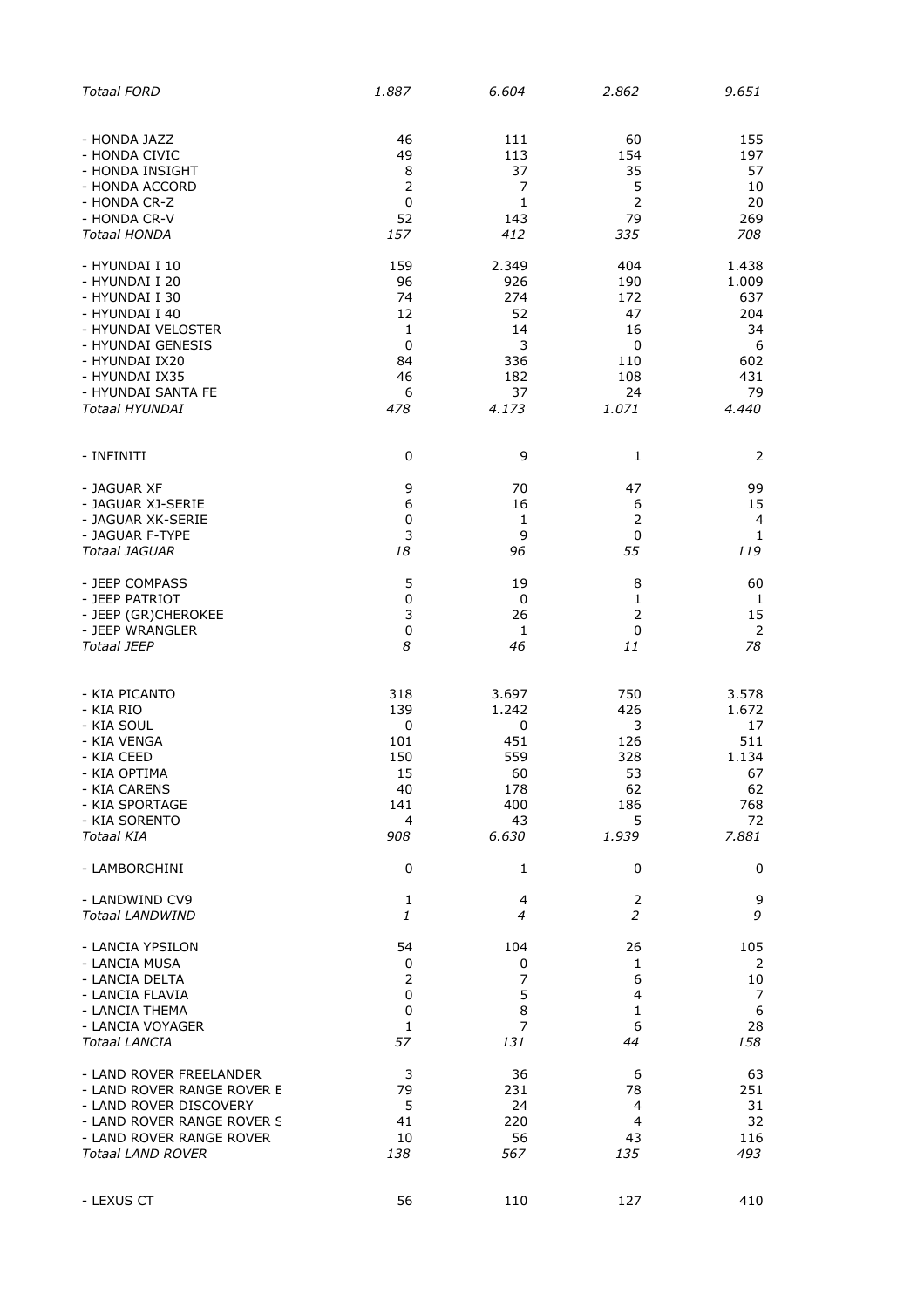| | | | | |
|---|---|---|---|---|
| *Totaal FORD* | *1.887* | *6.604* | *2.862* | *9.651* |
| | | | | |
| - HONDA JAZZ | 46 | 111 | 60 | 155 |
| - HONDA CIVIC | 49 | 113 | 154 | 197 |
| - HONDA INSIGHT | 8 | 37 | 35 | 57 |
| - HONDA ACCORD | 2 | 7 | 5 | 10 |
| - HONDA CR-Z | 0 | 1 | 2 | 20 |
| - HONDA CR-V | 52 | 143 | 79 | 269 |
| *Totaal HONDA* | *157* | *412* | *335* | *708* |
| | | | | |
| - HYUNDAI I 10 | 159 | 2.349 | 404 | 1.438 |
| - HYUNDAI I 20 | 96 | 926 | 190 | 1.009 |
| - HYUNDAI I 30 | 74 | 274 | 172 | 637 |
| - HYUNDAI I 40 | 12 | 52 | 47 | 204 |
| - HYUNDAI VELOSTER | 1 | 14 | 16 | 34 |
| - HYUNDAI GENESIS | 0 | 3 | 0 | 6 |
| - HYUNDAI IX20 | 84 | 336 | 110 | 602 |
| - HYUNDAI IX35 | 46 | 182 | 108 | 431 |
| - HYUNDAI SANTA FE | 6 | 37 | 24 | 79 |
| *Totaal HYUNDAI* | *478* | *4.173* | *1.071* | *4.440* |
| | | | | |
| - INFINITI | 0 | 9 | 1 | 2 |
| | | | | |
| - JAGUAR XF | 9 | 70 | 47 | 99 |
| - JAGUAR XJ-SERIE | 6 | 16 | 6 | 15 |
| - JAGUAR XK-SERIE | 0 | 1 | 2 | 4 |
| - JAGUAR F-TYPE | 3 | 9 | 0 | 1 |
| *Totaal JAGUAR* | *18* | *96* | *55* | *119* |
| | | | | |
| - JEEP COMPASS | 5 | 19 | 8 | 60 |
| - JEEP PATRIOT | 0 | 0 | 1 | 1 |
| - JEEP (GR)CHEROKEE | 3 | 26 | 2 | 15 |
| - JEEP WRANGLER | 0 | 1 | 0 | 2 |
| *Totaal JEEP* | *8* | *46* | *11* | *78* |
| | | | | |
| - KIA PICANTO | 318 | 3.697 | 750 | 3.578 |
| - KIA RIO | 139 | 1.242 | 426 | 1.672 |
| - KIA SOUL | 0 | 0 | 3 | 17 |
| - KIA VENGA | 101 | 451 | 126 | 511 |
| - KIA CEED | 150 | 559 | 328 | 1.134 |
| - KIA OPTIMA | 15 | 60 | 53 | 67 |
| - KIA CARENS | 40 | 178 | 62 | 62 |
| - KIA SPORTAGE | 141 | 400 | 186 | 768 |
| - KIA SORENTO | 4 | 43 | 5 | 72 |
| *Totaal KIA* | *908* | *6.630* | *1.939* | *7.881* |
| | | | | |
| - LAMBORGHINI | 0 | 1 | 0 | 0 |
| | | | | |
| - LANDWIND CV9 | 1 | 4 | 2 | 9 |
| *Totaal LANDWIND* | *1* | *4* | *2* | *9* |
| | | | | |
| - LANCIA YPSILON | 54 | 104 | 26 | 105 |
| - LANCIA MUSA | 0 | 0 | 1 | 2 |
| - LANCIA DELTA | 2 | 7 | 6 | 10 |
| - LANCIA FLAVIA | 0 | 5 | 4 | 7 |
| - LANCIA THEMA | 0 | 8 | 1 | 6 |
| - LANCIA VOYAGER | 1 | 7 | 6 | 28 |
| *Totaal LANCIA* | *57* | *131* | *44* | *158* |
| | | | | |
| - LAND ROVER FREELANDER | 3 | 36 | 6 | 63 |
| - LAND ROVER RANGE ROVER E | 79 | 231 | 78 | 251 |
| - LAND ROVER DISCOVERY | 5 | 24 | 4 | 31 |
| - LAND ROVER RANGE ROVER S | 41 | 220 | 4 | 32 |
| - LAND ROVER RANGE ROVER | 10 | 56 | 43 | 116 |
| *Totaal LAND ROVER* | *138* | *567* | *135* | *493* |
| | | | | |
| - LEXUS CT | 56 | 110 | 127 | 410 |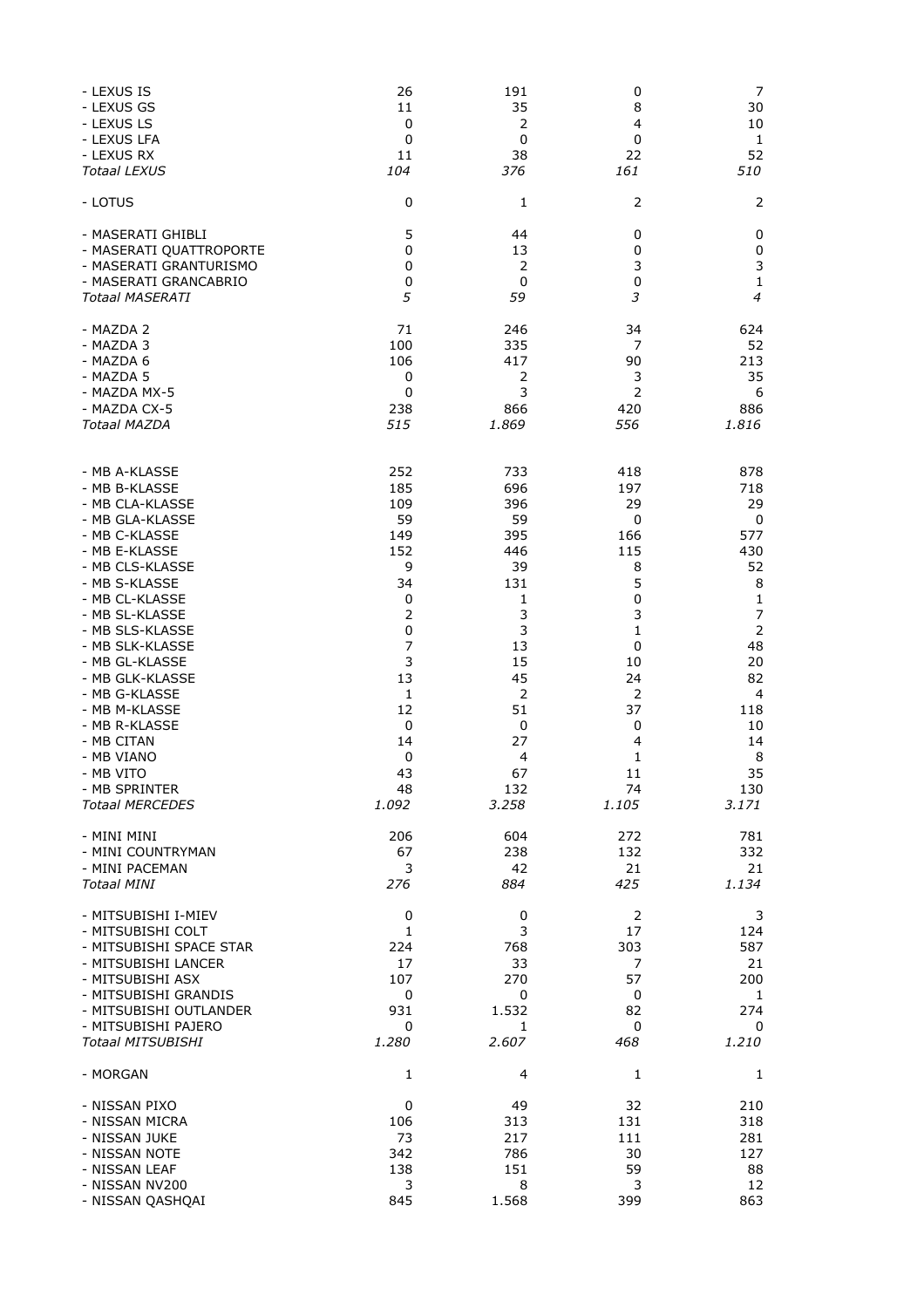| | | | | |
|---|---|---|---|---|
| - LEXUS IS | 26 | 191 | 0 | 7 |
| - LEXUS GS | 11 | 35 | 8 | 30 |
| - LEXUS LS | 0 | 2 | 4 | 10 |
| - LEXUS LFA | 0 | 0 | 0 | 1 |
| - LEXUS RX | 11 | 38 | 22 | 52 |
| *Totaal LEXUS* | *104* | *376* | *161* | *510* |
| | | | | |
| - LOTUS | 0 | 1 | 2 | 2 |
| | | | | |
| - MASERATI GHIBLI | 5 | 44 | 0 | 0 |
| - MASERATI QUATTROPORTE | 0 | 13 | 0 | 0 |
| - MASERATI GRANTURISMO | 0 | 2 | 3 | 3 |
| - MASERATI GRANCABRIO | 0 | 0 | 0 | 1 |
| *Totaal MASERATI* | *5* | *59* | *3* | *4* |
| | | | | |
| - MAZDA 2 | 71 | 246 | 34 | 624 |
| - MAZDA 3 | 100 | 335 | 7 | 52 |
| - MAZDA 6 | 106 | 417 | 90 | 213 |
| - MAZDA 5 | 0 | 2 | 3 | 35 |
| - MAZDA MX-5 | 0 | 3 | 2 | 6 |
| - MAZDA CX-5 | 238 | 866 | 420 | 886 |
| *Totaal MAZDA* | *515* | *1.869* | *556* | *1.816* |
| | | | | |
| - MB A-KLASSE | 252 | 733 | 418 | 878 |
| - MB B-KLASSE | 185 | 696 | 197 | 718 |
| - MB CLA-KLASSE | 109 | 396 | 29 | 29 |
| - MB GLA-KLASSE | 59 | 59 | 0 | 0 |
| - MB C-KLASSE | 149 | 395 | 166 | 577 |
| - MB E-KLASSE | 152 | 446 | 115 | 430 |
| - MB CLS-KLASSE | 9 | 39 | 8 | 52 |
| - MB S-KLASSE | 34 | 131 | 5 | 8 |
| - MB CL-KLASSE | 0 | 1 | 0 | 1 |
| - MB SL-KLASSE | 2 | 3 | 3 | 7 |
| - MB SLS-KLASSE | 0 | 3 | 1 | 2 |
| - MB SLK-KLASSE | 7 | 13 | 0 | 48 |
| - MB GL-KLASSE | 3 | 15 | 10 | 20 |
| - MB GLK-KLASSE | 13 | 45 | 24 | 82 |
| - MB G-KLASSE | 1 | 2 | 2 | 4 |
| - MB M-KLASSE | 12 | 51 | 37 | 118 |
| - MB R-KLASSE | 0 | 0 | 0 | 10 |
| - MB CITAN | 14 | 27 | 4 | 14 |
| - MB VIANO | 0 | 4 | 1 | 8 |
| - MB VITO | 43 | 67 | 11 | 35 |
| - MB SPRINTER | 48 | 132 | 74 | 130 |
| *Totaal MERCEDES* | *1.092* | *3.258* | *1.105* | *3.171* |
| | | | | |
| - MINI MINI | 206 | 604 | 272 | 781 |
| - MINI COUNTRYMAN | 67 | 238 | 132 | 332 |
| - MINI PACEMAN | 3 | 42 | 21 | 21 |
| *Totaal MINI* | *276* | *884* | *425* | *1.134* |
| | | | | |
| - MITSUBISHI I-MIEV | 0 | 0 | 2 | 3 |
| - MITSUBISHI COLT | 1 | 3 | 17 | 124 |
| - MITSUBISHI SPACE STAR | 224 | 768 | 303 | 587 |
| - MITSUBISHI LANCER | 17 | 33 | 7 | 21 |
| - MITSUBISHI ASX | 107 | 270 | 57 | 200 |
| - MITSUBISHI GRANDIS | 0 | 0 | 0 | 1 |
| - MITSUBISHI OUTLANDER | 931 | 1.532 | 82 | 274 |
| - MITSUBISHI PAJERO | 0 | 1 | 0 | 0 |
| *Totaal MITSUBISHI* | *1.280* | *2.607* | *468* | *1.210* |
| | | | | |
| - MORGAN | 1 | 4 | 1 | 1 |
| | | | | |
| - NISSAN PIXO | 0 | 49 | 32 | 210 |
| - NISSAN MICRA | 106 | 313 | 131 | 318 |
| - NISSAN JUKE | 73 | 217 | 111 | 281 |
| - NISSAN NOTE | 342 | 786 | 30 | 127 |
| - NISSAN LEAF | 138 | 151 | 59 | 88 |
| - NISSAN NV200 | 3 | 8 | 3 | 12 |
| - NISSAN QASHQAI | 845 | 1.568 | 399 | 863 |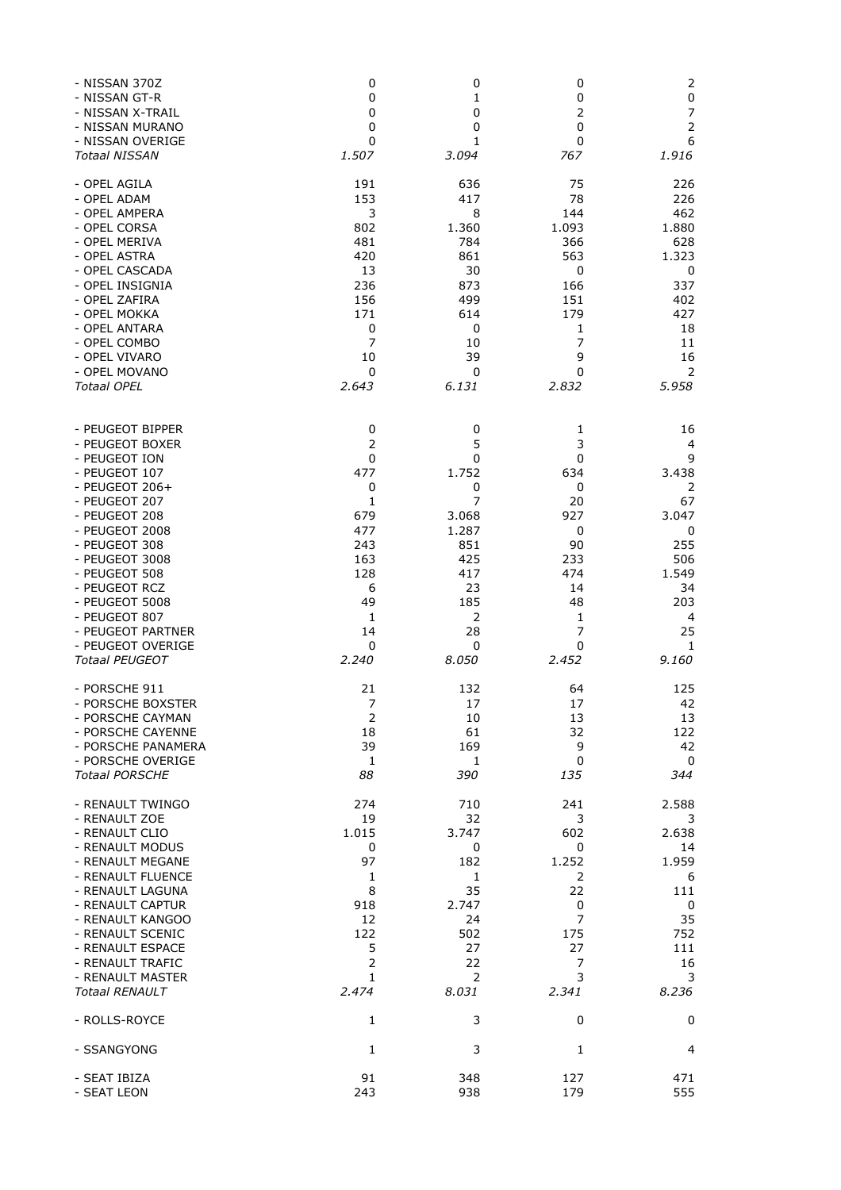| | | | | |
|---|---|---|---|---|
| - NISSAN 370Z | 0 | 0 | 0 | 2 |
| - NISSAN GT-R | 0 | 1 | 0 | 0 |
| - NISSAN X-TRAIL | 0 | 0 | 2 | 7 |
| - NISSAN MURANO | 0 | 0 | 0 | 2 |
| - NISSAN OVERIGE | 0 | 1 | 0 | 6 |
| *Totaal NISSAN* | *1.507* | *3.094* | *767* | *1.916* |
| | | | | |
| - OPEL AGILA | 191 | 636 | 75 | 226 |
| - OPEL ADAM | 153 | 417 | 78 | 226 |
| - OPEL AMPERA | 3 | 8 | 144 | 462 |
| - OPEL CORSA | 802 | 1.360 | 1.093 | 1.880 |
| - OPEL MERIVA | 481 | 784 | 366 | 628 |
| - OPEL ASTRA | 420 | 861 | 563 | 1.323 |
| - OPEL CASCADA | 13 | 30 | 0 | 0 |
| - OPEL INSIGNIA | 236 | 873 | 166 | 337 |
| - OPEL ZAFIRA | 156 | 499 | 151 | 402 |
| - OPEL MOKKA | 171 | 614 | 179 | 427 |
| - OPEL ANTARA | 0 | 0 | 1 | 18 |
| - OPEL COMBO | 7 | 10 | 7 | 11 |
| - OPEL VIVARO | 10 | 39 | 9 | 16 |
| - OPEL MOVANO | 0 | 0 | 0 | 2 |
| *Totaal OPEL* | *2.643* | *6.131* | *2.832* | *5.958* |
| | | | | |
| - PEUGEOT BIPPER | 0 | 0 | 1 | 16 |
| - PEUGEOT BOXER | 2 | 5 | 3 | 4 |
| - PEUGEOT ION | 0 | 0 | 0 | 9 |
| - PEUGEOT 107 | 477 | 1.752 | 634 | 3.438 |
| - PEUGEOT 206+ | 0 | 0 | 0 | 2 |
| - PEUGEOT 207 | 1 | 7 | 20 | 67 |
| - PEUGEOT 208 | 679 | 3.068 | 927 | 3.047 |
| - PEUGEOT 2008 | 477 | 1.287 | 0 | 0 |
| - PEUGEOT 308 | 243 | 851 | 90 | 255 |
| - PEUGEOT 3008 | 163 | 425 | 233 | 506 |
| - PEUGEOT 508 | 128 | 417 | 474 | 1.549 |
| - PEUGEOT RCZ | 6 | 23 | 14 | 34 |
| - PEUGEOT 5008 | 49 | 185 | 48 | 203 |
| - PEUGEOT 807 | 1 | 2 | 1 | 4 |
| - PEUGEOT PARTNER | 14 | 28 | 7 | 25 |
| - PEUGEOT OVERIGE | 0 | 0 | 0 | 1 |
| *Totaal PEUGEOT* | *2.240* | *8.050* | *2.452* | *9.160* |
| | | | | |
| - PORSCHE 911 | 21 | 132 | 64 | 125 |
| - PORSCHE BOXSTER | 7 | 17 | 17 | 42 |
| - PORSCHE CAYMAN | 2 | 10 | 13 | 13 |
| - PORSCHE CAYENNE | 18 | 61 | 32 | 122 |
| - PORSCHE PANAMERA | 39 | 169 | 9 | 42 |
| - PORSCHE OVERIGE | 1 | 1 | 0 | 0 |
| *Totaal PORSCHE* | *88* | *390* | *135* | *344* |
| | | | | |
| - RENAULT TWINGO | 274 | 710 | 241 | 2.588 |
| - RENAULT ZOE | 19 | 32 | 3 | 3 |
| - RENAULT CLIO | 1.015 | 3.747 | 602 | 2.638 |
| - RENAULT MODUS | 0 | 0 | 0 | 14 |
| - RENAULT MEGANE | 97 | 182 | 1.252 | 1.959 |
| - RENAULT FLUENCE | 1 | 1 | 2 | 6 |
| - RENAULT LAGUNA | 8 | 35 | 22 | 111 |
| - RENAULT CAPTUR | 918 | 2.747 | 0 | 0 |
| - RENAULT KANGOO | 12 | 24 | 7 | 35 |
| - RENAULT SCENIC | 122 | 502 | 175 | 752 |
| - RENAULT ESPACE | 5 | 27 | 27 | 111 |
| - RENAULT TRAFIC | 2 | 22 | 7 | 16 |
| - RENAULT MASTER | 1 | 2 | 3 | 3 |
| *Totaal RENAULT* | *2.474* | *8.031* | *2.341* | *8.236* |
| | | | | |
| - ROLLS-ROYCE | 1 | 3 | 0 | 0 |
| | | | | |
| - SSANGYONG | 1 | 3 | 1 | 4 |
| | | | | |
| - SEAT IBIZA | 91 | 348 | 127 | 471 |
| - SEAT LEON | 243 | 938 | 179 | 555 |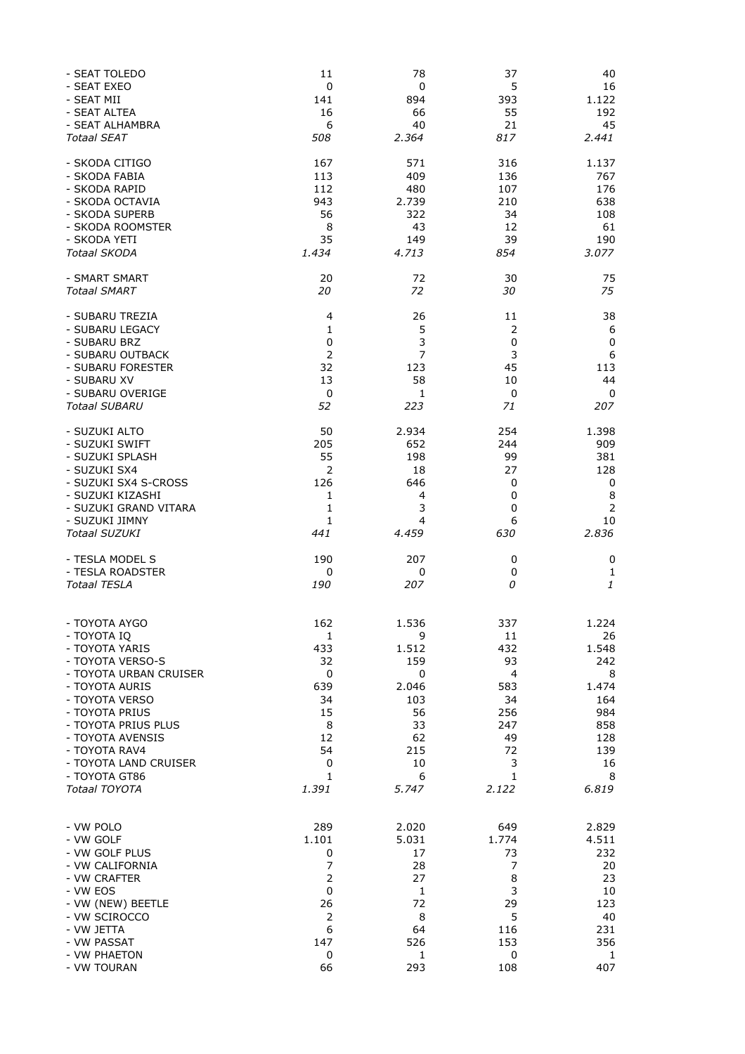|  |  |  |  |  |
|---|---|---|---|---|
| - SEAT TOLEDO | 11 | 78 | 37 | 40 |
| - SEAT EXEO | 0 | 0 | 5 | 16 |
| - SEAT MII | 141 | 894 | 393 | 1.122 |
| - SEAT ALTEA | 16 | 66 | 55 | 192 |
| - SEAT ALHAMBRA | 6 | 40 | 21 | 45 |
| *Totaal SEAT* | *508* | *2.364* | *817* | *2.441* |
|  |  |  |  |  |
| - SKODA CITIGO | 167 | 571 | 316 | 1.137 |
| - SKODA FABIA | 113 | 409 | 136 | 767 |
| - SKODA RAPID | 112 | 480 | 107 | 176 |
| - SKODA OCTAVIA | 943 | 2.739 | 210 | 638 |
| - SKODA SUPERB | 56 | 322 | 34 | 108 |
| - SKODA ROOMSTER | 8 | 43 | 12 | 61 |
| - SKODA YETI | 35 | 149 | 39 | 190 |
| *Totaal SKODA* | *1.434* | *4.713* | *854* | *3.077* |
|  |  |  |  |  |
| - SMART SMART | 20 | 72 | 30 | 75 |
| *Totaal SMART* | *20* | *72* | *30* | *75* |
|  |  |  |  |  |
| - SUBARU TREZIA | 4 | 26 | 11 | 38 |
| - SUBARU LEGACY | 1 | 5 | 2 | 6 |
| - SUBARU BRZ | 0 | 3 | 0 | 0 |
| - SUBARU OUTBACK | 2 | 7 | 3 | 6 |
| - SUBARU FORESTER | 32 | 123 | 45 | 113 |
| - SUBARU XV | 13 | 58 | 10 | 44 |
| - SUBARU OVERIGE | 0 | 1 | 0 | 0 |
| *Totaal SUBARU* | *52* | *223* | *71* | *207* |
|  |  |  |  |  |
| - SUZUKI ALTO | 50 | 2.934 | 254 | 1.398 |
| - SUZUKI SWIFT | 205 | 652 | 244 | 909 |
| - SUZUKI SPLASH | 55 | 198 | 99 | 381 |
| - SUZUKI SX4 | 2 | 18 | 27 | 128 |
| - SUZUKI SX4 S-CROSS | 126 | 646 | 0 | 0 |
| - SUZUKI KIZASHI | 1 | 4 | 0 | 8 |
| - SUZUKI GRAND VITARA | 1 | 3 | 0 | 2 |
| - SUZUKI JIMNY | 1 | 4 | 6 | 10 |
| *Totaal SUZUKI* | *441* | *4.459* | *630* | *2.836* |
|  |  |  |  |  |
| - TESLA MODEL S | 190 | 207 | 0 | 0 |
| - TESLA ROADSTER | 0 | 0 | 0 | 1 |
| *Totaal TESLA* | *190* | *207* | *0* | *1* |
|  |  |  |  |  |
| - TOYOTA AYGO | 162 | 1.536 | 337 | 1.224 |
| - TOYOTA IQ | 1 | 9 | 11 | 26 |
| - TOYOTA YARIS | 433 | 1.512 | 432 | 1.548 |
| - TOYOTA VERSO-S | 32 | 159 | 93 | 242 |
| - TOYOTA URBAN CRUISER | 0 | 0 | 4 | 8 |
| - TOYOTA AURIS | 639 | 2.046 | 583 | 1.474 |
| - TOYOTA VERSO | 34 | 103 | 34 | 164 |
| - TOYOTA PRIUS | 15 | 56 | 256 | 984 |
| - TOYOTA PRIUS PLUS | 8 | 33 | 247 | 858 |
| - TOYOTA AVENSIS | 12 | 62 | 49 | 128 |
| - TOYOTA RAV4 | 54 | 215 | 72 | 139 |
| - TOYOTA LAND CRUISER | 0 | 10 | 3 | 16 |
| - TOYOTA GT86 | 1 | 6 | 1 | 8 |
| *Totaal TOYOTA* | *1.391* | *5.747* | *2.122* | *6.819* |
|  |  |  |  |  |
| - VW POLO | 289 | 2.020 | 649 | 2.829 |
| - VW GOLF | 1.101 | 5.031 | 1.774 | 4.511 |
| - VW GOLF PLUS | 0 | 17 | 73 | 232 |
| - VW CALIFORNIA | 7 | 28 | 7 | 20 |
| - VW CRAFTER | 2 | 27 | 8 | 23 |
| - VW EOS | 0 | 1 | 3 | 10 |
| - VW (NEW) BEETLE | 26 | 72 | 29 | 123 |
| - VW SCIROCCO | 2 | 8 | 5 | 40 |
| - VW JETTA | 6 | 64 | 116 | 231 |
| - VW PASSAT | 147 | 526 | 153 | 356 |
| - VW PHAETON | 0 | 1 | 0 | 1 |
| - VW TOURAN | 66 | 293 | 108 | 407 |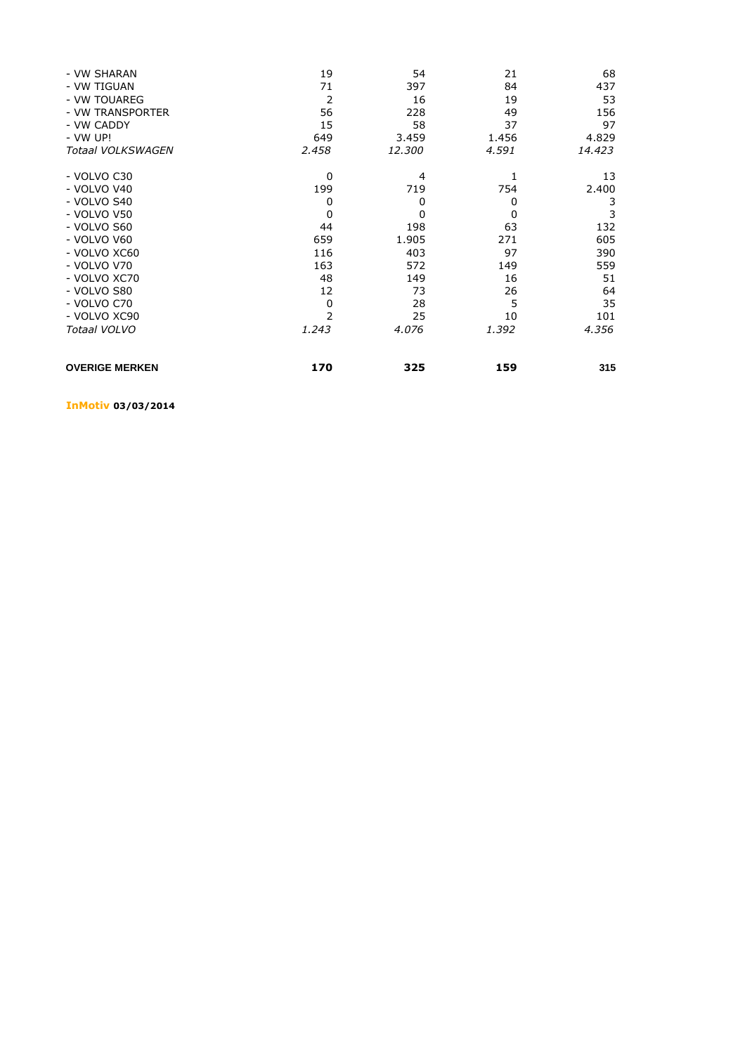| | | | | |
|---|---|---|---|---|
| - VW SHARAN | 19 | 54 | 21 | 68 |
| - VW TIGUAN | 71 | 397 | 84 | 437 |
| - VW TOUAREG | 2 | 16 | 19 | 53 |
| - VW TRANSPORTER | 56 | 228 | 49 | 156 |
| - VW CADDY | 15 | 58 | 37 | 97 |
| - VW UP! | 649 | 3.459 | 1.456 | 4.829 |
| *Totaal VOLKSWAGEN* | *2.458* | *12.300* | *4.591* | *14.423* |
| - VOLVO C30 | 0 | 4 | 1 | 13 |
| - VOLVO V40 | 199 | 719 | 754 | 2.400 |
| - VOLVO S40 | 0 | 0 | 0 | 3 |
| - VOLVO V50 | 0 | 0 | 0 | 3 |
| - VOLVO S60 | 44 | 198 | 63 | 132 |
| - VOLVO V60 | 659 | 1.905 | 271 | 605 |
| - VOLVO XC60 | 116 | 403 | 97 | 390 |
| - VOLVO V70 | 163 | 572 | 149 | 559 |
| - VOLVO XC70 | 48 | 149 | 16 | 51 |
| - VOLVO S80 | 12 | 73 | 26 | 64 |
| - VOLVO C70 | 0 | 28 | 5 | 35 |
| - VOLVO XC90 | 2 | 25 | 10 | 101 |
| *Totaal VOLVO* | *1.243* | *4.076* | *1.392* | *4.356* |
| **OVERIGE MERKEN** | **170** | **325** | **159** | **315** |

**InMotiv 03/03/2014**